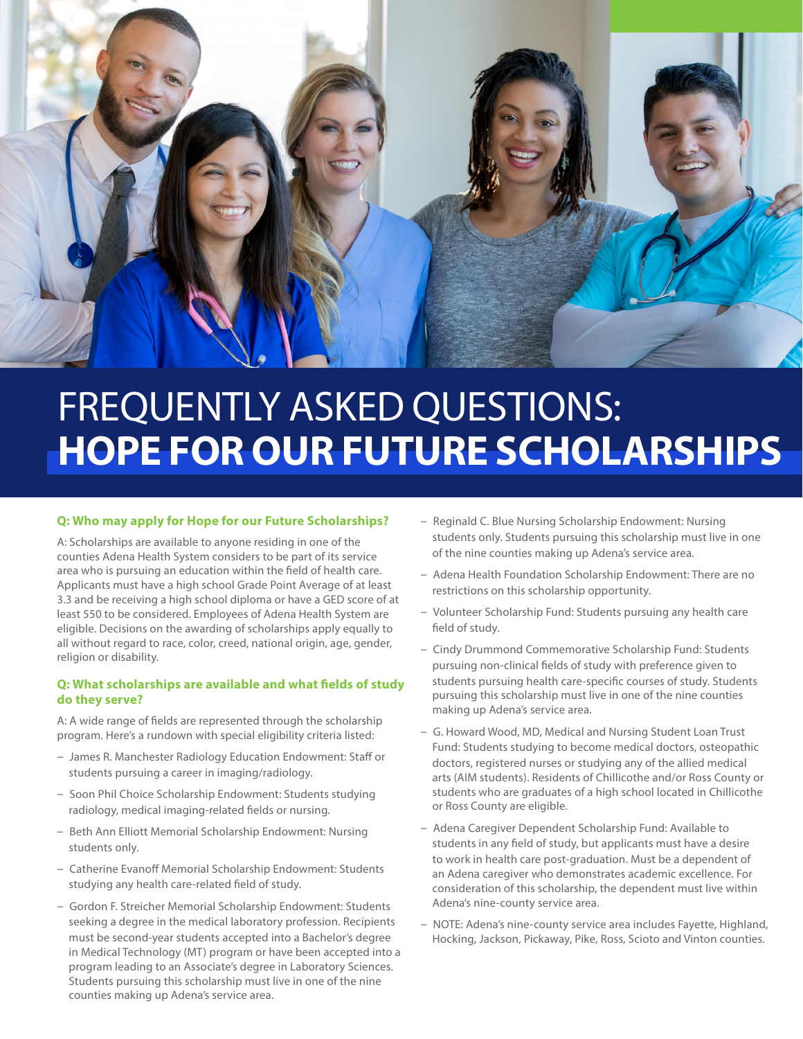# FREQUENTLY ASKED QUESTIONS: **HOPE FOR OUR FUTURE SCHOLARSHIPS**

**Q: Who may apply for Hope for our Future Scholarships?**

A: Scholarships are available to anyone residing in one of the counties Adena Health System considers to be part of its service area who is pursuing an education within the field of health care. Applicants must have a high school Grade Point Average of at least 3.3 and be receiving a high school diploma or have a GED score of at least 550 to be considered. Employees of Adena Health System are eligible. Decisions on the awarding of scholarships apply equally to all without regard to race, color, creed, national origin, age, gender, religion or disability.

**Q: What scholarships are available and what fields of study do they serve?**

A: A wide range of fields are represented through the scholarship program. Here's a rundown with special eligibility criteria listed:

- James R. Manchester Radiology Education Endowment: Staff or students pursuing a career in imaging/radiology.
- Soon Phil Choice Scholarship Endowment: Students studying radiology, medical imaging-related fields or nursing.
- Beth Ann Elliott Memorial Scholarship Endowment: Nursing students only.
- Catherine Evanoff Memorial Scholarship Endowment: Students studying any health care-related field of study.
- Gordon F. Streicher Memorial Scholarship Endowment: Students seeking a degree in the medical laboratory profession. Recipients must be second-year students accepted into a Bachelor's degree in Medical Technology (MT) program or have been accepted into a program leading to an Associate's degree in Laboratory Sciences. Students pursuing this scholarship must live in one of the nine counties making up Adena's service area.
- Reginald C. Blue Nursing Scholarship Endowment: Nursing students only. Students pursuing this scholarship must live in one of the nine counties making up Adena's service area.
- Adena Health Foundation Scholarship Endowment: There are no restrictions on this scholarship opportunity.
- Volunteer Scholarship Fund: Students pursuing any health care field of study.
- Cindy Drummond Commemorative Scholarship Fund: Students pursuing non-clinical fields of study with preference given to students pursuing health care-specific courses of study. Students pursuing this scholarship must live in one of the nine counties making up Adena's service area.
- G. Howard Wood, MD, Medical and Nursing Student Loan Trust Fund: Students studying to become medical doctors, osteopathic doctors, registered nurses or studying any of the allied medical arts (AIM students). Residents of Chillicothe and/or Ross County or students who are graduates of a high school located in Chillicothe or Ross County are eligible.
- Adena Caregiver Dependent Scholarship Fund: Available to students in any field of study, but applicants must have a desire to work in health care post-graduation. Must be a dependent of an Adena caregiver who demonstrates academic excellence. For consideration of this scholarship, the dependent must live within Adena's nine-county service area.
- NOTE: Adena's nine-county service area includes Fayette, Highland, Hocking, Jackson, Pickaway, Pike, Ross, Scioto and Vinton counties.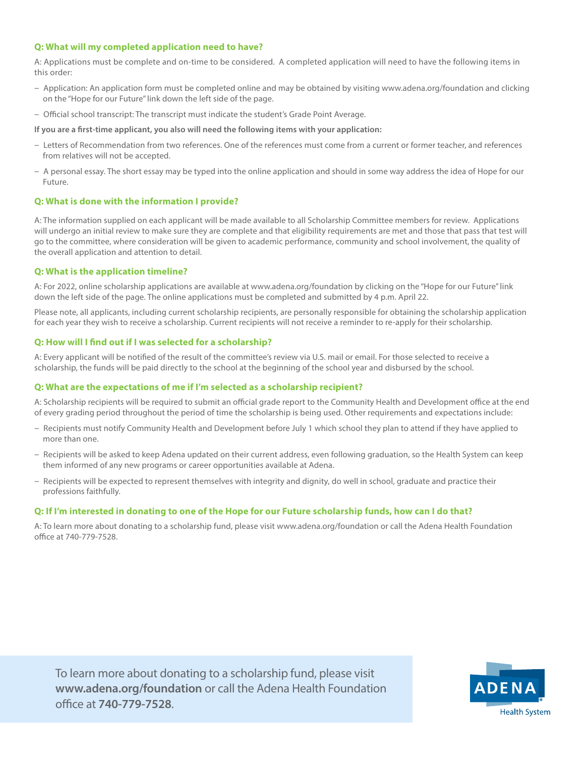### Q: What will my completed application need to have?

A: Applications must be complete and on-time to be considered. A completed application will need to have the following items in this order:

- Application: An application form must be completed online and may be obtained by visiting www.adena.org/foundation and clicking on the "Hope for our Future" link down the left side of the page.
- Official school transcript: The transcript must indicate the student's Grade Point Average.

**If you are a first-time applicant, you also will need the following items with your application:**

- Letters of Recommendation from two references. One of the references must come from a current or former teacher, and references from relatives will not be accepted.
- A personal essay. The short essay may be typed into the online application and should in some way address the idea of Hope for our Future.

### Q: What is done with the information I provide?

A: The information supplied on each applicant will be made available to all Scholarship Committee members for review. Applications will undergo an initial review to make sure they are complete and that eligibility requirements are met and those that pass that test will go to the committee, where consideration will be given to academic performance, community and school involvement, the quality of the overall application and attention to detail.

### Q: What is the application timeline?

A: For 2022, online scholarship applications are available at www.adena.org/foundation by clicking on the "Hope for our Future" link down the left side of the page. The online applications must be completed and submitted by 4 p.m. April 22.

Please note, all applicants, including current scholarship recipients, are personally responsible for obtaining the scholarship application for each year they wish to receive a scholarship. Current recipients will not receive a reminder to re-apply for their scholarship.

### Q: How will I find out if I was selected for a scholarship?

A: Every applicant will be notified of the result of the committee's review via U.S. mail or email. For those selected to receive a scholarship, the funds will be paid directly to the school at the beginning of the school year and disbursed by the school.

### Q: What are the expectations of me if I'm selected as a scholarship recipient?

A: Scholarship recipients will be required to submit an official grade report to the Community Health and Development office at the end of every grading period throughout the period of time the scholarship is being used. Other requirements and expectations include:

- Recipients must notify Community Health and Development before July 1 which school they plan to attend if they have applied to more than one.
- Recipients will be asked to keep Adena updated on their current address, even following graduation, so the Health System can keep them informed of any new programs or career opportunities available at Adena.
- Recipients will be expected to represent themselves with integrity and dignity, do well in school, graduate and practice their professions faithfully.

### Q: If I'm interested in donating to one of the Hope for our Future scholarship funds, how can I do that?

A: To learn more about donating to a scholarship fund, please visit www.adena.org/foundation or call the Adena Health Foundation office at 740-779-7528.

To learn more about donating to a scholarship fund, please visit **www.adena.org/foundation** or call the Adena Health Foundation office at **740-779-7528**.

ADENA Health System